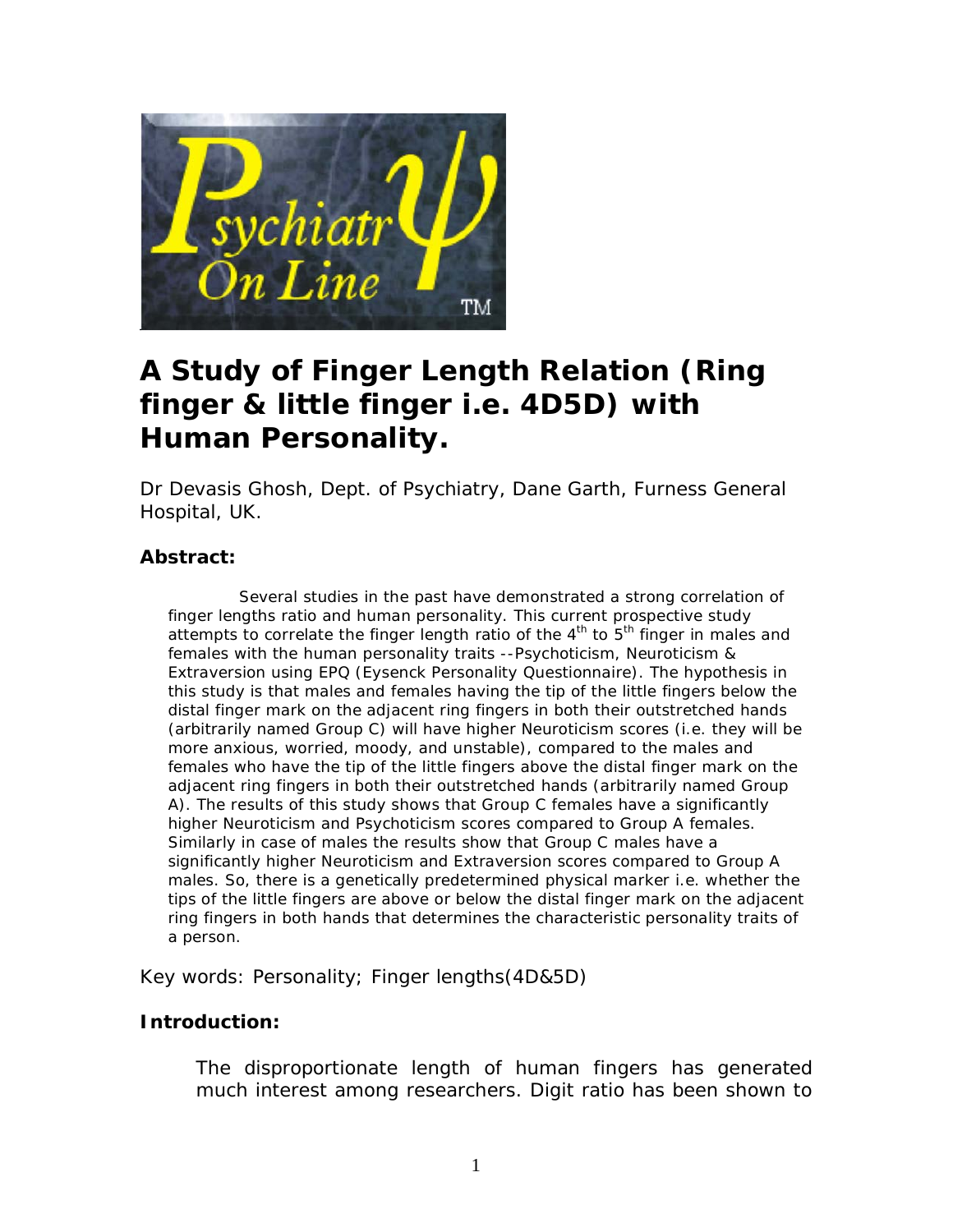# A Study of Finger Length Relation (Ring finger & little finger i.e. 4D5D) with Human Personality.

Dr Devasis Ghosh, Dept. of Psychiatry, Dane Garth, Furness General Hospital, UK.

### Abstract:

Several studies in the past have demonstrated a strong correlation of finger lengths ratio and human personality. This current prospective study attempts to correlate the finger length ratio of the $4^{th}$ to $5^{th}$ finger in males and females with the human personality traits --Psychoticism, Neuroticism & Extraversion using EPQ (Eysenck Personality Questionnaire). The hypothesis in this study is that males and females having the tip of the little fingers below the distal finger mark on the adjacent ring fingers in both their outstretched hands (arbitrarily named Group C) will have higher Neuroticism scores (i.e. they will be more anxious, worried, moody, and unstable), compared to the males and females who have the tip of the little fingers above the distal finger mark on the adjacent ring fingers in both their outstretched hands (arbitrarily named Group A). The results of this study shows that Group C females have a significantly higher Neuroticism and Psychoticism scores compared to Group A females. Similarly in case of males the results show that Group C males have a significantly higher Neuroticism and Extraversion scores compared to Group A males. So, there is a genetically predetermined physical marker i.e. whether the tips of the little fingers are above or below the distal finger mark on the adjacent ring fingers in both hands that determines the characteristic personality traits of a person.

Key words: Personality; Finger lengths(4D&5D)

### Introduction:

The disproportionate length of human fingers has generated much interest among researchers. Digit ratio has been shown to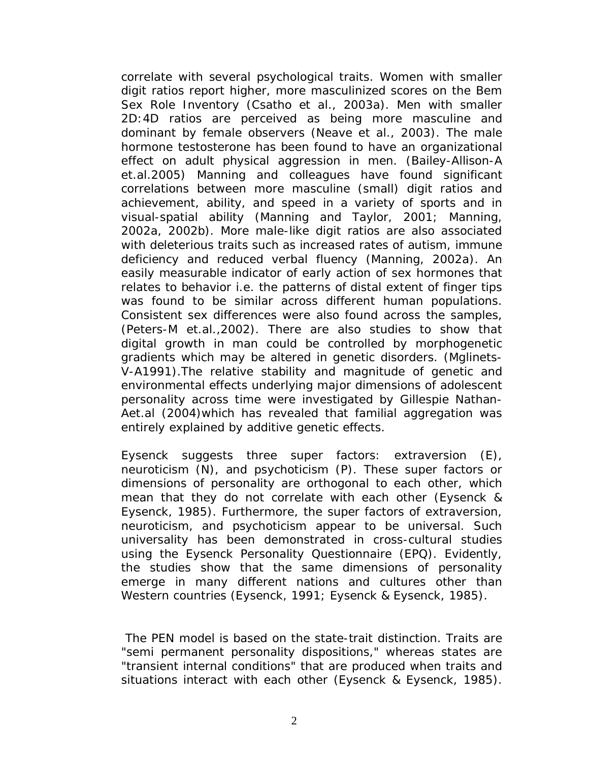correlate with several psychological traits. Women with smaller digit ratios report higher, more masculinized scores on the Bem Sex Role Inventory (Csatho et al., 2003a). Men with smaller 2D:4D ratios are perceived as being more masculine and dominant by female observers (Neave et al., 2003). The male hormone testosterone has been found to have an organizational effect on adult physical aggression in men. (Bailey-Allison-A et.al.2005) Manning and colleagues have found significant correlations between more masculine (small) digit ratios and achievement, ability, and speed in a variety of sports and in visual-spatial ability (Manning and Taylor, 2001; Manning, 2002a, 2002b). More male-like digit ratios are also associated with deleterious traits such as increased rates of autism, immune deficiency and reduced verbal fluency (Manning, 2002a). An easily measurable indicator of early action of sex hormones that relates to behavior i.e. the patterns of distal extent of finger tips was found to be similar across different human populations. Consistent sex differences were also found across the samples, (Peters-M et.al.,2002). There are also studies to show that digital growth in man could be controlled by morphogenetic gradients which may be altered in genetic disorders. (Mglinets-V-A1991).The relative stability and magnitude of genetic and environmental effects underlying major dimensions of adolescent personality across time were investigated by Gillespie Nathan-Aet.al (2004)which has revealed that familial aggregation was entirely explained by additive genetic effects.

Eysenck suggests three super factors: extraversion (E), neuroticism (N), and psychoticism (P). These super factors or dimensions of personality are orthogonal to each other, which mean that they do not correlate with each other (Eysenck & Eysenck, 1985). Furthermore, the super factors of extraversion, neuroticism, and psychoticism appear to be universal. Such universality has been demonstrated in cross-cultural studies using the Eysenck Personality Questionnaire (EPQ). Evidently, the studies show that the same dimensions of personality emerge in many different nations and cultures other than Western countries (Eysenck, 1991; Eysenck & Eysenck, 1985).

The PEN model is based on the state-trait distinction. Traits are "semi permanent personality dispositions," whereas states are "transient internal conditions" that are produced when traits and situations interact with each other (Eysenck & Eysenck, 1985).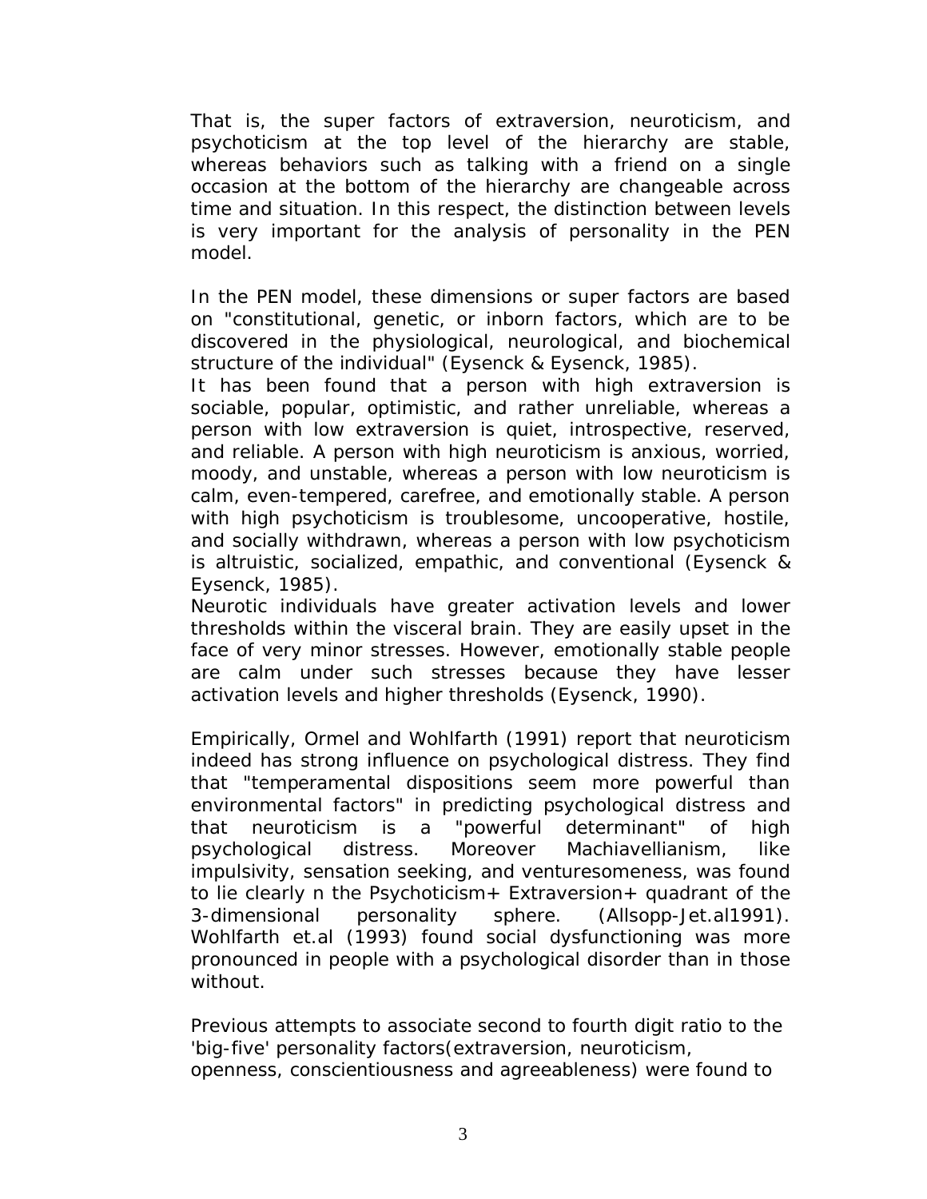That is, the super factors of extraversion, neuroticism, and psychoticism at the top level of the hierarchy are stable, whereas behaviors such as talking with a friend on a single occasion at the bottom of the hierarchy are changeable across time and situation. In this respect, the distinction between levels is very important for the analysis of personality in the PEN model.

In the PEN model, these dimensions or super factors are based on "constitutional, genetic, or inborn factors, which are to be discovered in the physiological, neurological, and biochemical structure of the individual" (Eysenck & Eysenck, 1985).
It has been found that a person with high extraversion is sociable, popular, optimistic, and rather unreliable, whereas a person with low extraversion is quiet, introspective, reserved, and reliable. A person with high neuroticism is anxious, worried, moody, and unstable, whereas a person with low neuroticism is calm, even-tempered, carefree, and emotionally stable. A person with high psychoticism is troublesome, uncooperative, hostile, and socially withdrawn, whereas a person with low psychoticism is altruistic, socialized, empathic, and conventional (Eysenck & Eysenck, 1985).
Neurotic individuals have greater activation levels and lower thresholds within the visceral brain. They are easily upset in the face of very minor stresses. However, emotionally stable people are calm under such stresses because they have lesser activation levels and higher thresholds (Eysenck, 1990).

Empirically, Ormel and Wohlfarth (1991) report that neuroticism indeed has strong influence on psychological distress. They find that "temperamental dispositions seem more powerful than environmental factors" in predicting psychological distress and that neuroticism is a "powerful determinant" of high psychological distress. Moreover Machiavellianism, like impulsivity, sensation seeking, and venturesomeness, was found to lie clearly n the Psychoticism+ Extraversion+ quadrant of the 3-dimensional personality sphere. (Allsopp-Jet.al1991). Wohlfarth et.al (1993) found social dysfunctioning was more pronounced in people with a psychological disorder than in those without.

Previous attempts to associate second to fourth digit ratio to the 'big-five' personality factors(extraversion, neuroticism, openness, conscientiousness and agreeableness) were found to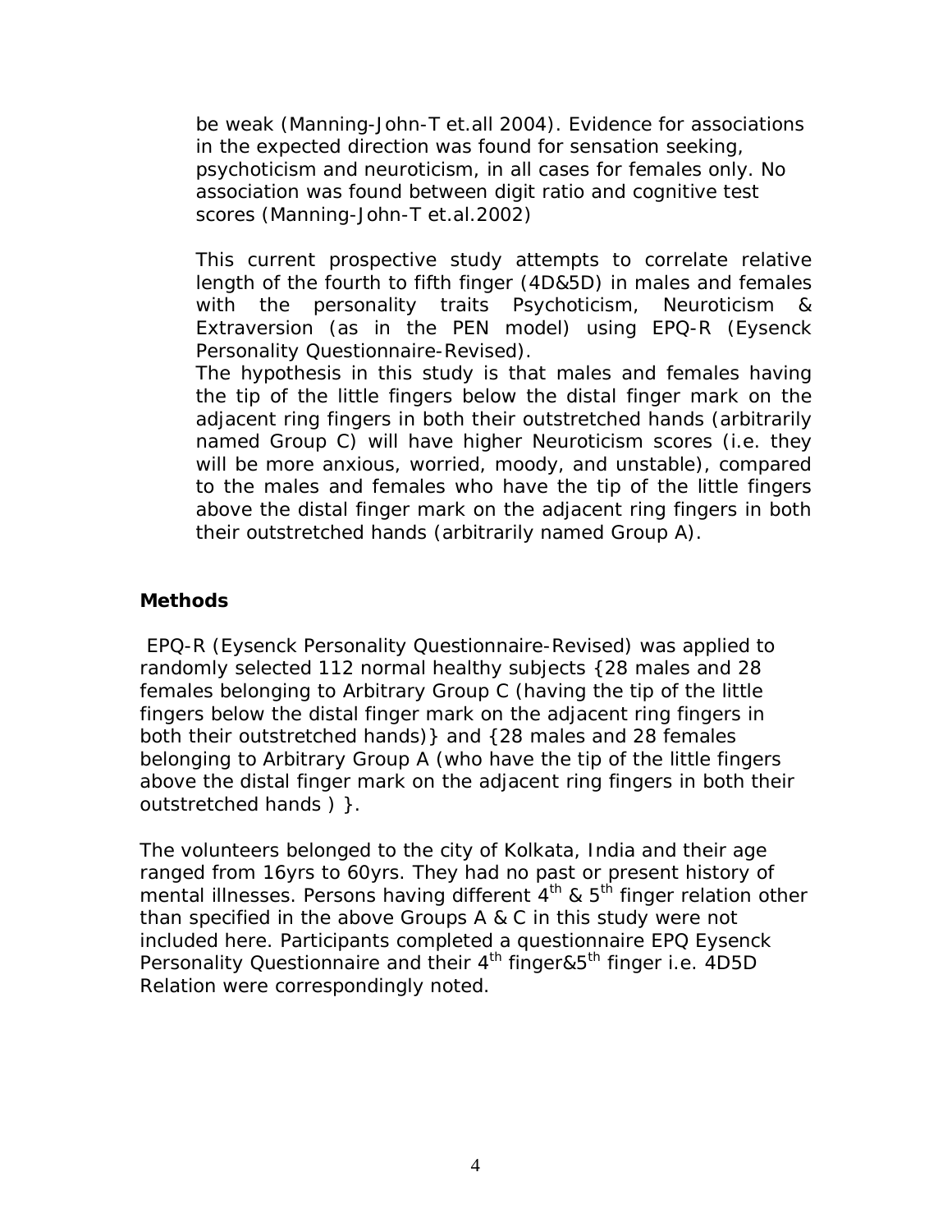be weak (Manning-John-T et.all 2004). Evidence for associations in the expected direction was found for sensation seeking, psychoticism and neuroticism, in all cases for females only. No association was found between digit ratio and cognitive test scores (Manning-John-T et.al.2002)

This current prospective study attempts to correlate relative length of the fourth to fifth finger (4D&5D) in males and females with the personality traits Psychoticism, Neuroticism & Extraversion (as in the PEN model) using EPQ-R (Eysenck Personality Questionnaire-Revised).

The hypothesis in this study is that males and females having the tip of the little fingers below the distal finger mark on the adjacent ring fingers in both their outstretched hands (arbitrarily named Group C) will have higher Neuroticism scores (i.e. they will be more anxious, worried, moody, and unstable), compared to the males and females who have the tip of the little fingers above the distal finger mark on the adjacent ring fingers in both their outstretched hands (arbitrarily named Group A).

## Methods

EPQ-R (Eysenck Personality Questionnaire-Revised) was applied to randomly selected 112 normal healthy subjects {28 males and 28 females belonging to Arbitrary Group C (having the tip of the little fingers below the distal finger mark on the adjacent ring fingers in both their outstretched hands)} and {28 males and 28 females belonging to Arbitrary Group A (who have the tip of the little fingers above the distal finger mark on the adjacent ring fingers in both their outstretched hands ) }.

The volunteers belonged to the city of Kolkata, India and their age ranged from 16yrs to 60yrs. They had no past or present history of mental illnesses. Persons having different 4th & 5th finger relation other than specified in the above Groups A & C in this study were not included here. Participants completed a questionnaire EPQ Eysenck Personality Questionnaire and their 4th finger&5th finger i.e. 4D5D Relation were correspondingly noted.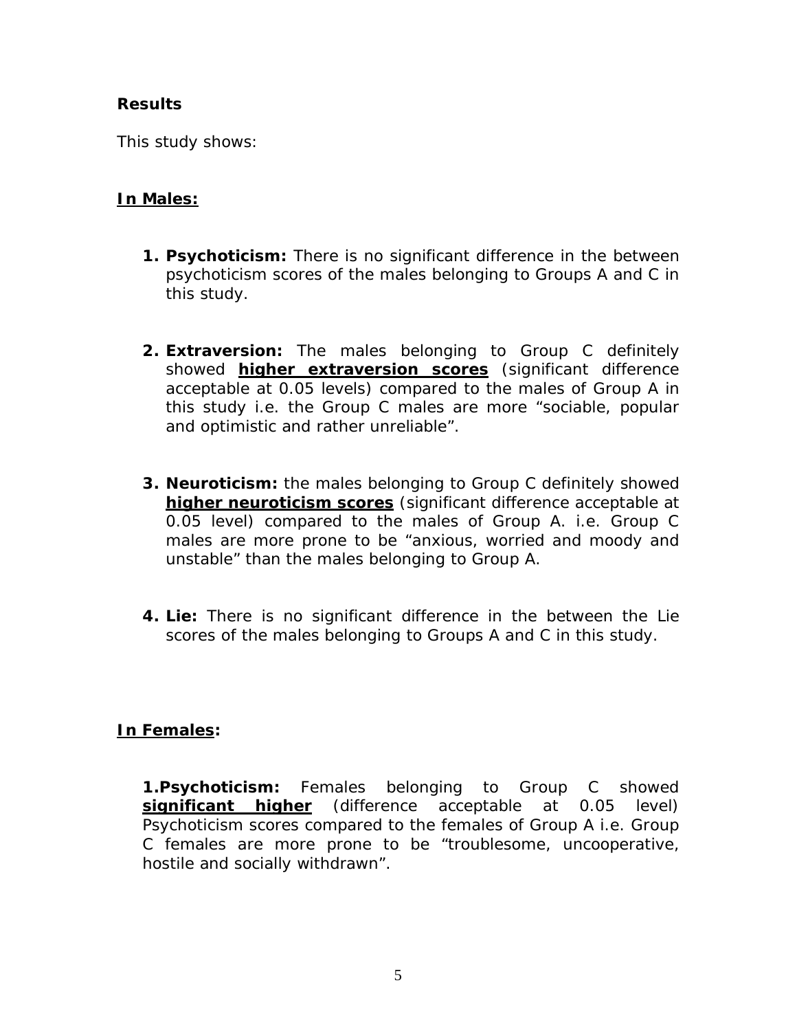**Results**

This study shows:

**In Males:**

1. **Psychoticism:** There is no significant difference in the between psychoticism scores of the males belonging to Groups A and C in this study.

2. **Extraversion:** The males belonging to Group C definitely showed **higher extraversion scores** (significant difference acceptable at 0.05 levels) compared to the males of Group A in this study i.e. the Group C males are more "sociable, popular and optimistic and rather unreliable".

3. **Neuroticism:** the males belonging to Group C definitely showed **higher neuroticism scores** (significant difference acceptable at 0.05 level) compared to the males of Group A. i.e. Group C males are more prone to be "anxious, worried and moody and unstable" than the males belonging to Group A.

4. **Lie:** There is no significant difference in the between the Lie scores of the males belonging to Groups A and C in this study.

**In Females:**

**1.Psychoticism:** Females belonging to Group C showed **significant higher** (difference acceptable at 0.05 level) Psychoticism scores compared to the females of Group A i.e. Group C females are more prone to be "troublesome, uncooperative, hostile and socially withdrawn".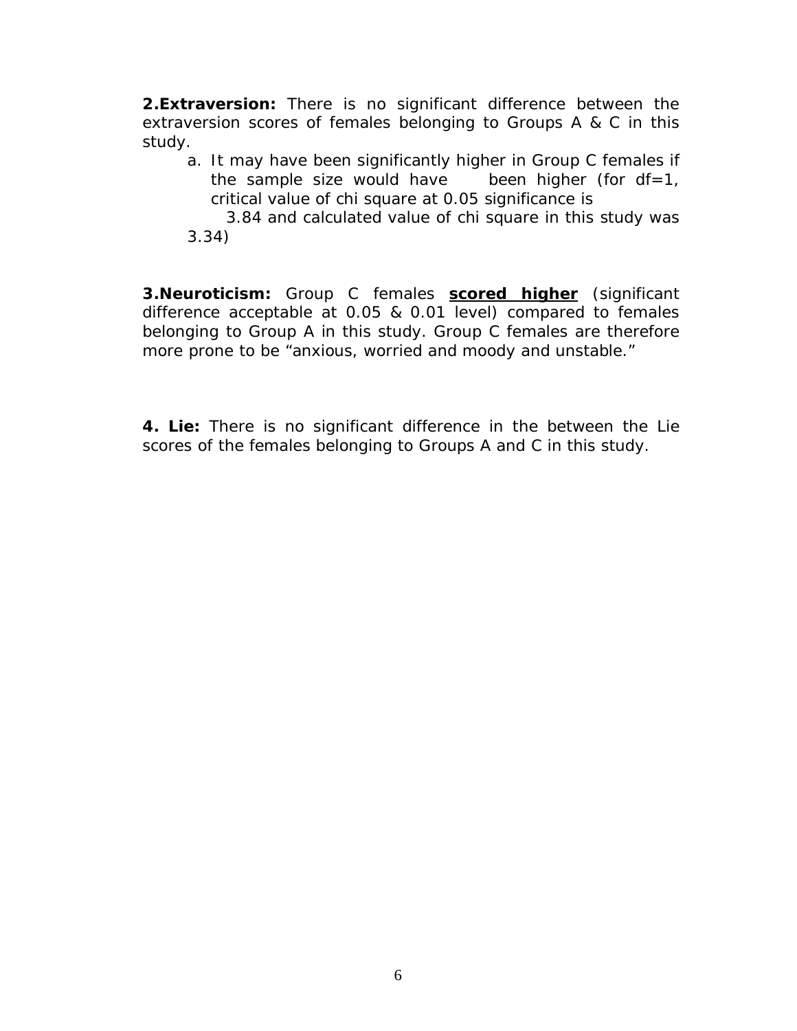**2.Extraversion:** There is no significant difference between the extraversion scores of females belonging to Groups A & C in this study.

a. It may have been significantly higher in Group C females if the sample size would have been higher (for df=1, critical value of chi square at 0.05 significance is 3.84 and calculated value of chi square in this study was 3.34)

**3.Neuroticism:** Group C females **scored higher** (significant difference acceptable at 0.05 & 0.01 level) compared to females belonging to Group A in this study. Group C females are therefore more prone to be "anxious, worried and moody and unstable."

**4. Lie:** There is no significant difference in the between the Lie scores of the females belonging to Groups A and C in this study.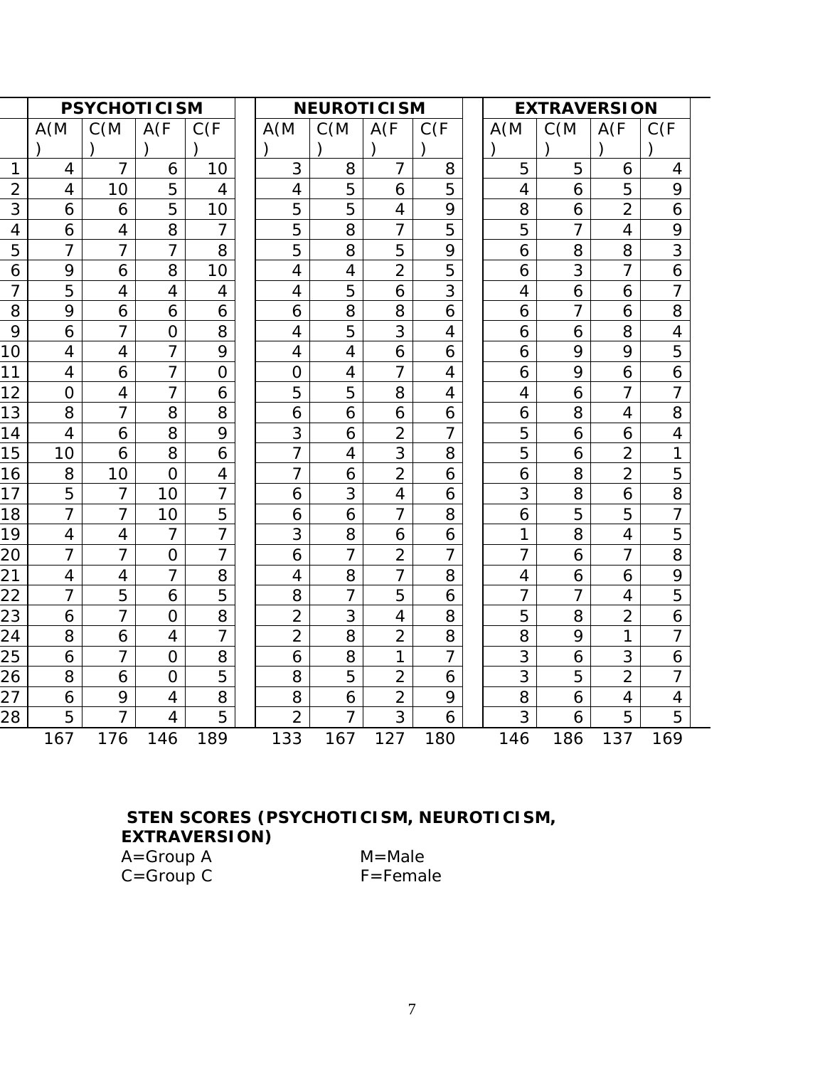| | PSYCHOTICISM | | | | NEUROTICISM | | | | EXTRAVERSION | | | |
|---|---|---|---|---|---|---|---|---|---|---|---|---|
| | A(M) | C(M) | A(F) | C(F) | A(M) | C(M) | A(F) | C(F) | A(M) | C(M) | A(F) | C(F) |
| 1 | 4 | 7 | 6 | 10 | 3 | 8 | 7 | 8 | 5 | 5 | 6 | 4 |
| 2 | 4 | 10 | 5 | 4 | 4 | 5 | 6 | 5 | 4 | 6 | 5 | 9 |
| 3 | 6 | 6 | 5 | 10 | 5 | 5 | 4 | 9 | 8 | 6 | 2 | 6 |
| 4 | 6 | 4 | 8 | 7 | 5 | 8 | 7 | 5 | 5 | 7 | 4 | 9 |
| 5 | 7 | 7 | 7 | 8 | 5 | 8 | 5 | 9 | 6 | 8 | 8 | 3 |
| 6 | 9 | 6 | 8 | 10 | 4 | 4 | 2 | 5 | 6 | 3 | 7 | 6 |
| 7 | 5 | 4 | 4 | 4 | 4 | 5 | 6 | 3 | 4 | 6 | 6 | 7 |
| 8 | 9 | 6 | 6 | 6 | 6 | 8 | 8 | 6 | 6 | 7 | 6 | 8 |
| 9 | 6 | 7 | 0 | 8 | 4 | 5 | 3 | 4 | 6 | 6 | 8 | 4 |
| 10 | 4 | 4 | 7 | 9 | 4 | 4 | 6 | 6 | 6 | 9 | 9 | 5 |
| 11 | 4 | 6 | 7 | 0 | 0 | 4 | 7 | 4 | 6 | 9 | 6 | 6 |
| 12 | 0 | 4 | 7 | 6 | 5 | 5 | 8 | 4 | 4 | 6 | 7 | 7 |
| 13 | 8 | 7 | 8 | 8 | 6 | 6 | 6 | 6 | 6 | 8 | 4 | 8 |
| 14 | 4 | 6 | 8 | 9 | 3 | 6 | 2 | 7 | 5 | 6 | 6 | 4 |
| 15 | 10 | 6 | 8 | 6 | 7 | 4 | 3 | 8 | 5 | 6 | 2 | 1 |
| 16 | 8 | 10 | 0 | 4 | 7 | 6 | 2 | 6 | 6 | 8 | 2 | 5 |
| 17 | 5 | 7 | 10 | 7 | 6 | 3 | 4 | 6 | 3 | 8 | 6 | 8 |
| 18 | 7 | 7 | 10 | 5 | 6 | 6 | 7 | 8 | 6 | 5 | 5 | 7 |
| 19 | 4 | 4 | 7 | 7 | 3 | 8 | 6 | 6 | 1 | 8 | 4 | 5 |
| 20 | 7 | 7 | 0 | 7 | 6 | 7 | 2 | 7 | 7 | 6 | 7 | 8 |
| 21 | 4 | 4 | 7 | 8 | 4 | 8 | 7 | 8 | 4 | 6 | 6 | 9 |
| 22 | 7 | 5 | 6 | 5 | 8 | 7 | 5 | 6 | 7 | 7 | 4 | 5 |
| 23 | 6 | 7 | 0 | 8 | 2 | 3 | 4 | 8 | 5 | 8 | 2 | 6 |
| 24 | 8 | 6 | 4 | 7 | 2 | 8 | 2 | 8 | 8 | 9 | 1 | 7 |
| 25 | 6 | 7 | 0 | 8 | 6 | 8 | 1 | 7 | 3 | 6 | 3 | 6 |
| 26 | 8 | 6 | 0 | 5 | 8 | 5 | 2 | 6 | 3 | 5 | 2 | 7 |
| 27 | 6 | 9 | 4 | 8 | 8 | 6 | 2 | 9 | 8 | 6 | 4 | 4 |
| 28 | 5 | 7 | 4 | 5 | 2 | 7 | 3 | 6 | 3 | 6 | 5 | 5 |
| | 167 | 176 | 146 | 189 | 133 | 167 | 127 | 180 | 146 | 186 | 137 | 169 |

**STEN SCORES (PSYCHOTICISM, NEUROTICISM, EXTRAVERSION)**

A=Group A M=Male
C=Group C F=Female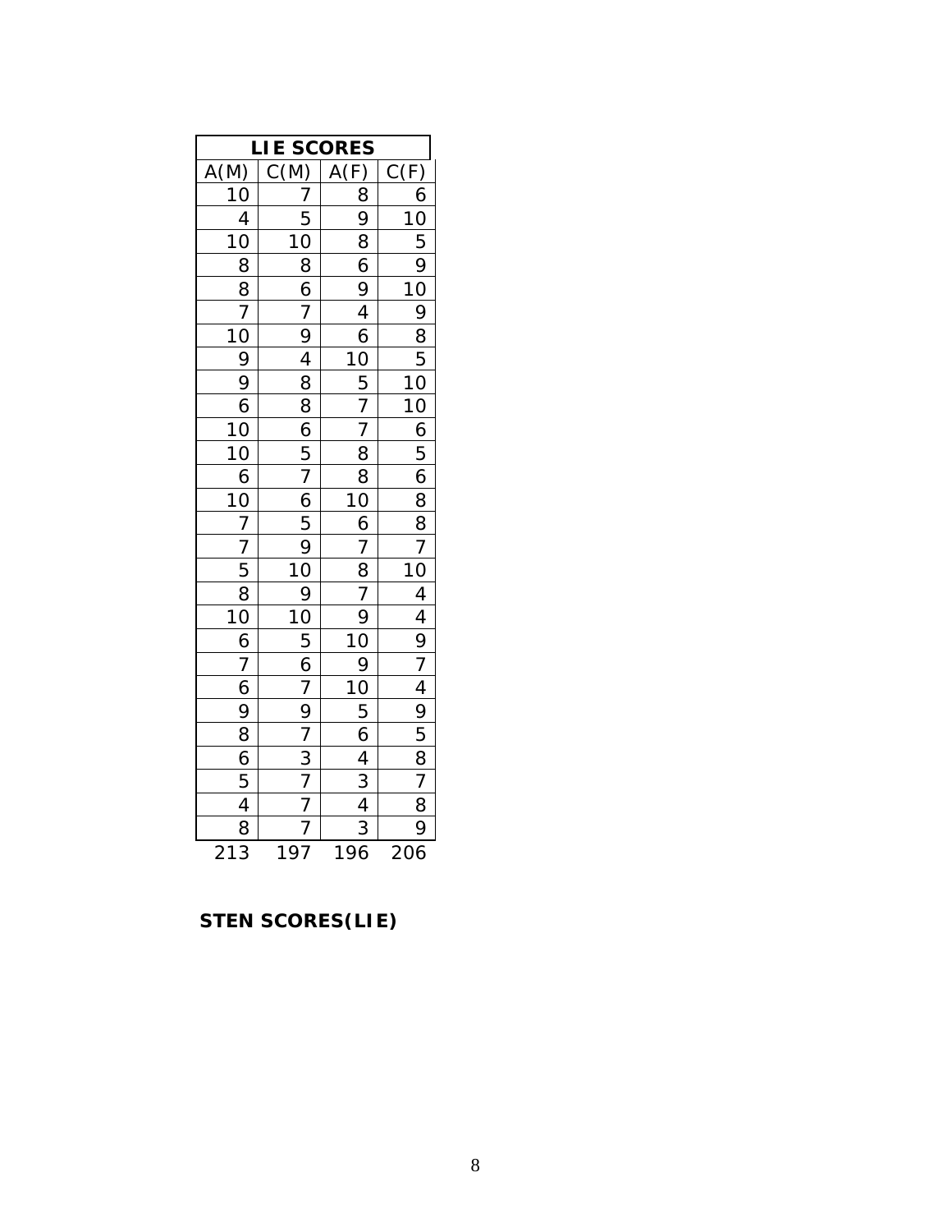| LIE SCORES | | | |
|---|---|---|---|
| A(M) | C(M) | A(F) | C(F) |
| 10 | 7 | 8 | 6 |
| 4 | 5 | 9 | 10 |
| 10 | 10 | 8 | 5 |
| 8 | 8 | 6 | 9 |
| 8 | 6 | 9 | 10 |
| 7 | 7 | 4 | 9 |
| 10 | 9 | 6 | 8 |
| 9 | 4 | 10 | 5 |
| 9 | 8 | 5 | 10 |
| 6 | 8 | 7 | 10 |
| 10 | 6 | 7 | 6 |
| 10 | 5 | 8 | 5 |
| 6 | 7 | 8 | 6 |
| 10 | 6 | 10 | 8 |
| 7 | 5 | 6 | 8 |
| 7 | 9 | 7 | 7 |
| 5 | 10 | 8 | 10 |
| 8 | 9 | 7 | 4 |
| 10 | 10 | 9 | 4 |
| 6 | 5 | 10 | 9 |
| 7 | 6 | 9 | 7 |
| 6 | 7 | 10 | 4 |
| 9 | 9 | 5 | 9 |
| 8 | 7 | 6 | 5 |
| 6 | 3 | 4 | 8 |
| 5 | 7 | 3 | 7 |
| 4 | 7 | 4 | 8 |
| 8 | 7 | 3 | 9 |
| 213 | 197 | 196 | 206 |

**STEN SCORES(LIE)**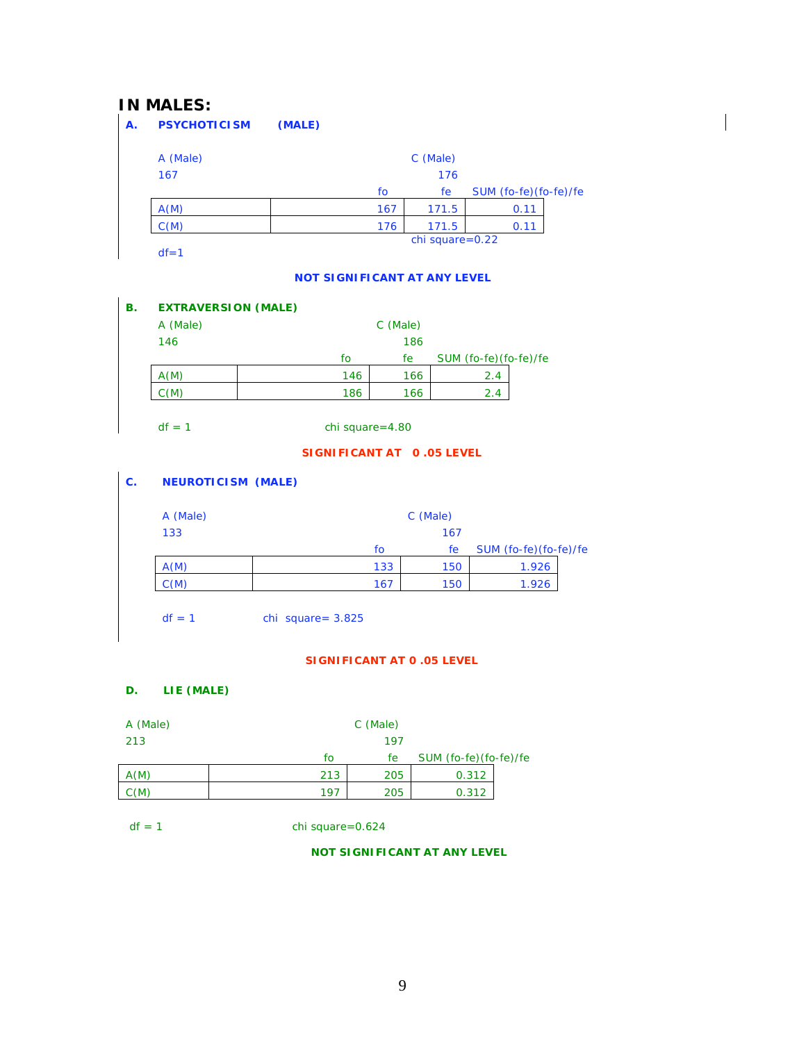## IN MALES:

### A. PSYCHOTICISM (MALE)

A (Male) 167 &nbsp;&nbsp;&nbsp;&nbsp; C (Male) 176

| | fo | fe | SUM (fo-fe)(fo-fe)/fe |
|---|---|---|---|
| A(M) | 167 | 171.5 | 0.11 |
| C(M) | 176 | 171.5 | 0.11 |

chi square=0.22

df=1

**NOT SIGNIFICANT AT ANY LEVEL**

### B. EXTRAVERSION (MALE)

A (Male) 146 &nbsp;&nbsp;&nbsp;&nbsp; C (Male) 186

| | fo | fe | SUM (fo-fe)(fo-fe)/fe |
|---|---|---|---|
| A(M) | 146 | 166 | 2.4 |
| C(M) | 186 | 166 | 2.4 |

df = 1 &nbsp;&nbsp;&nbsp;&nbsp; chi square=4.80

**SIGNIFICANT AT 0 .05 LEVEL**

### C. NEUROTICISM (MALE)

A (Male) 133 &nbsp;&nbsp;&nbsp;&nbsp; C (Male) 167

| | fo | fe | SUM (fo-fe)(fo-fe)/fe |
|---|---|---|---|
| A(M) | 133 | 150 | 1.926 |
| C(M) | 167 | 150 | 1.926 |

df = 1 &nbsp;&nbsp;&nbsp;&nbsp; chi square= 3.825

**SIGNIFICANT AT 0 .05 LEVEL**

### D. LIE (MALE)

A (Male) 213 &nbsp;&nbsp;&nbsp;&nbsp; C (Male) 197

| | fo | fe | SUM (fo-fe)(fo-fe)/fe |
|---|---|---|---|
| A(M) | 213 | 205 | 0.312 |
| C(M) | 197 | 205 | 0.312 |

df = 1 &nbsp;&nbsp;&nbsp;&nbsp; chi square=0.624

**NOT SIGNIFICANT AT ANY LEVEL**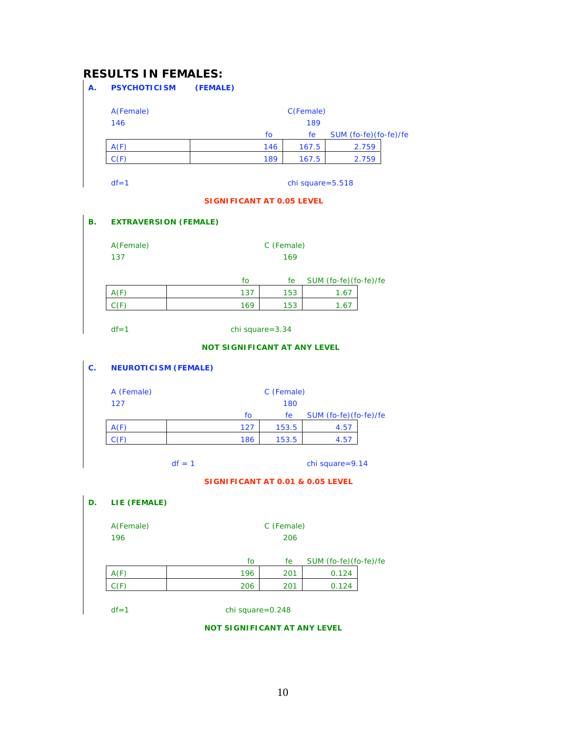# RESULTS IN FEMALES:

## A. PSYCHOTICISM (FEMALE)

A(Female) 146

C(Female) 189

| | fo | fe | SUM (fo-fe)(fo-fe)/fe |
|---|---|---|---|
| A(F) | 146 | 167.5 | 2.759 |
| C(F) | 189 | 167.5 | 2.759 |

df=1 chi square=5.518

**SIGNIFICANT AT 0.05 LEVEL**

## B. EXTRAVERSION (FEMALE)

A(Female) 137

C (Female) 169

| | fo | fe | SUM (fo-fe)(fo-fe)/fe |
|---|---|---|---|
| A(F) | 137 | 153 | 1.67 |
| C(F) | 169 | 153 | 1.67 |

df=1 chi square=3.34

**NOT SIGNIFICANT AT ANY LEVEL**

## C. NEUROTICISM (FEMALE)

A (Female) 127

C (Female) 180

| | fo | fe | SUM (fo-fe)(fo-fe)/fe |
|---|---|---|---|
| A(F) | 127 | 153.5 | 4.57 |
| C(F) | 186 | 153.5 | 4.57 |

df = 1 chi square=9.14

**SIGNIFICANT AT 0.01 & 0.05 LEVEL**

## D. LIE (FEMALE)

A(Female) 196

C (Female) 206

| | fo | fe | SUM (fo-fe)(fo-fe)/fe |
|---|---|---|---|
| A(F) | 196 | 201 | 0.124 |
| C(F) | 206 | 201 | 0.124 |

df=1 chi square=0.248

**NOT SIGNIFICANT AT ANY LEVEL**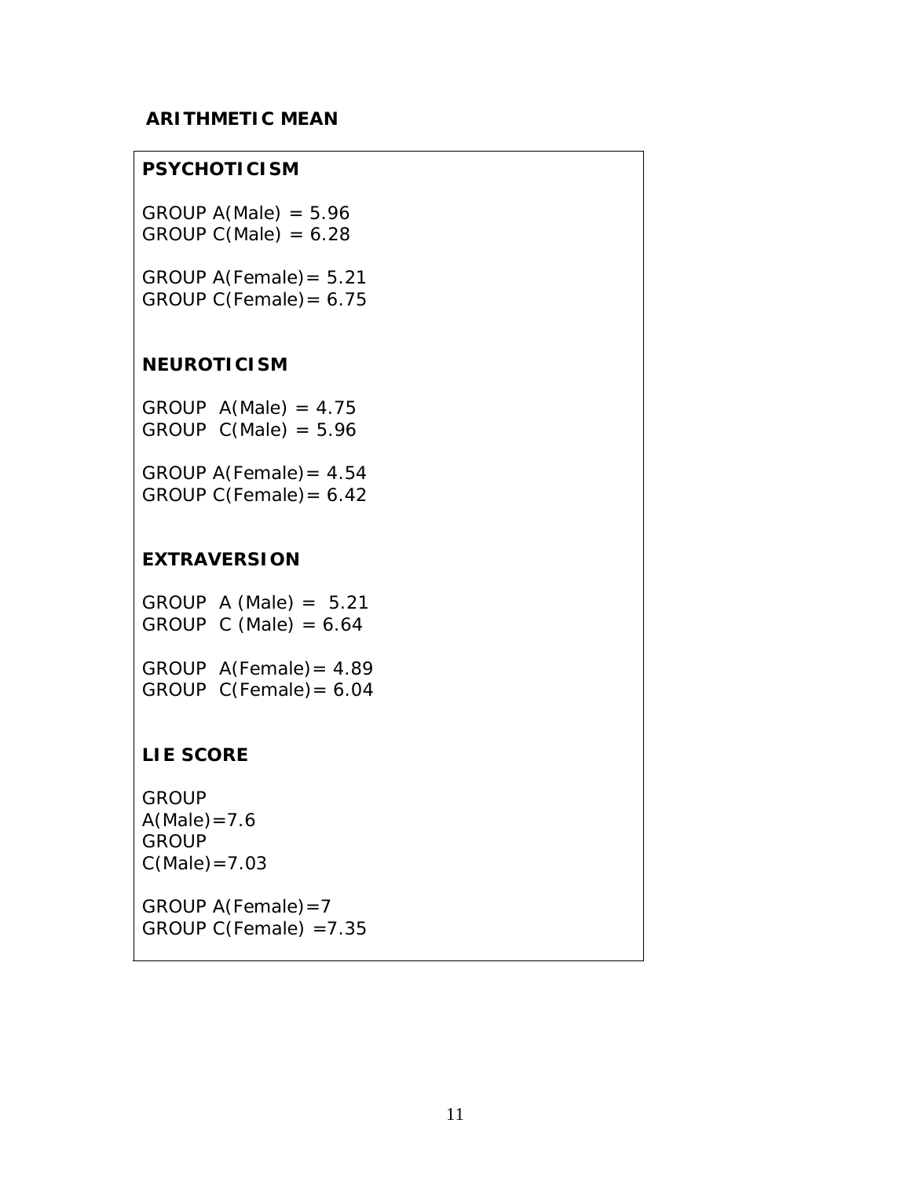## ARITHMETIC MEAN

### PSYCHOTICISM

GROUP A(Male) = 5.96
GROUP C(Male) = 6.28

GROUP A(Female)= 5.21
GROUP C(Female)= 6.75

### NEUROTICISM

GROUP A(Male) = 4.75
GROUP C(Male) = 5.96

GROUP A(Female)= 4.54
GROUP C(Female)= 6.42

### EXTRAVERSION

GROUP A (Male) = 5.21
GROUP C (Male) = 6.64

GROUP A(Female)= 4.89
GROUP C(Female)= 6.04

### LIE SCORE

GROUP A(Male)=7.6
GROUP C(Male)=7.03

GROUP A(Female)=7
GROUP C(Female) =7.35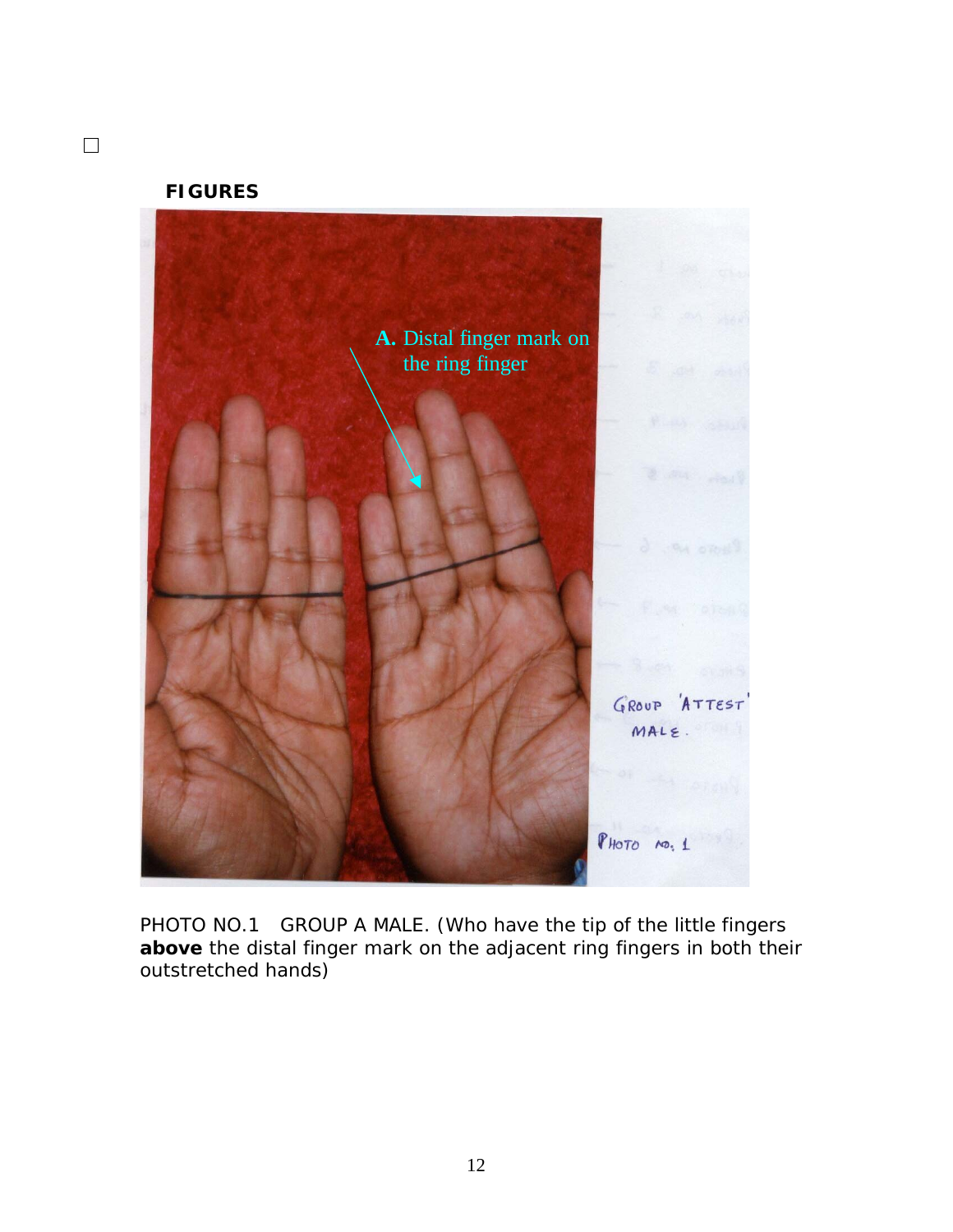## FIGURES

PHOTO NO.1 GROUP A MALE. (Who have the tip of the little fingers **above** the distal finger mark on the adjacent ring fingers in both their outstretched hands)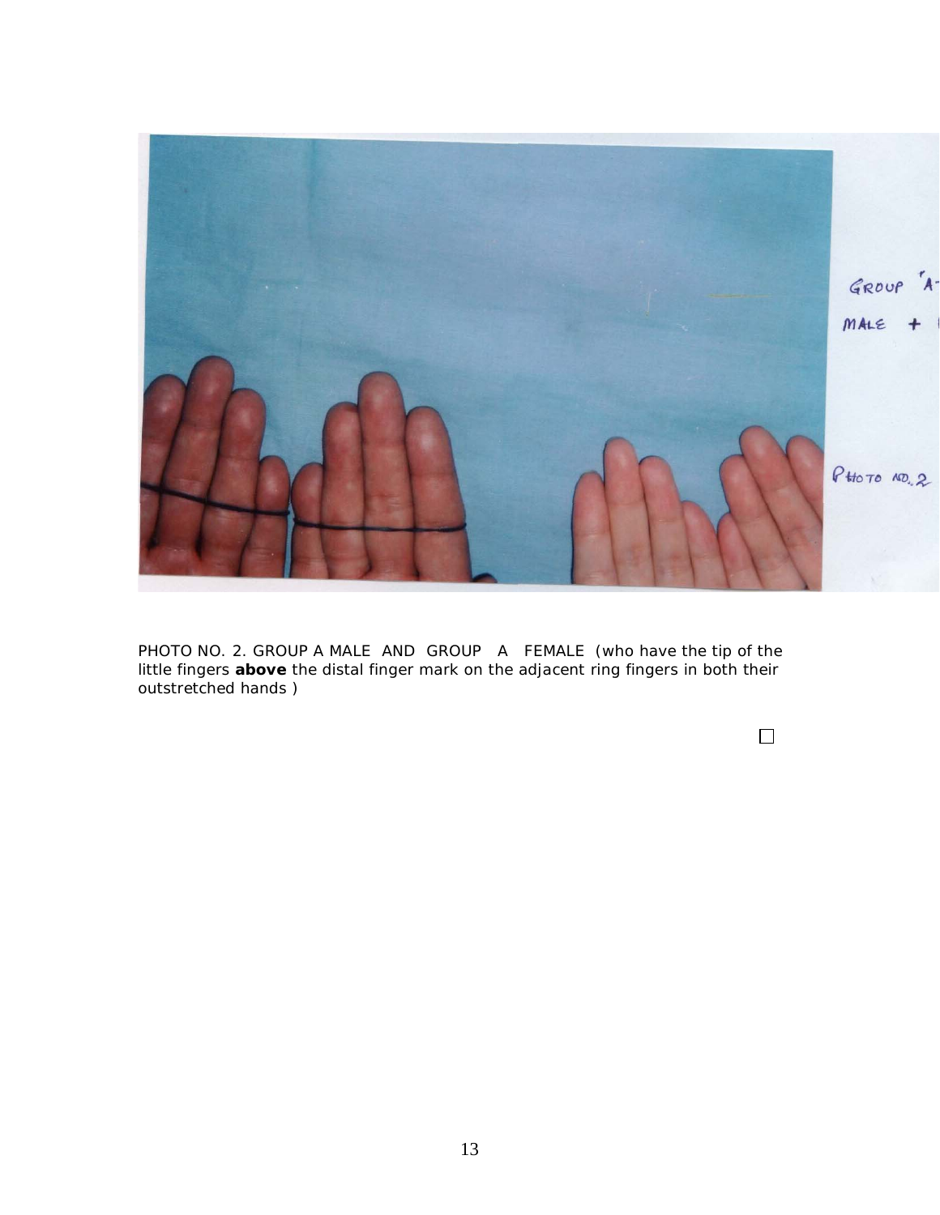PHOTO NO. 2. GROUP A MALE AND GROUP A FEMALE (who have the tip of the little fingers **above** the distal finger mark on the adjacent ring fingers in both their outstretched hands )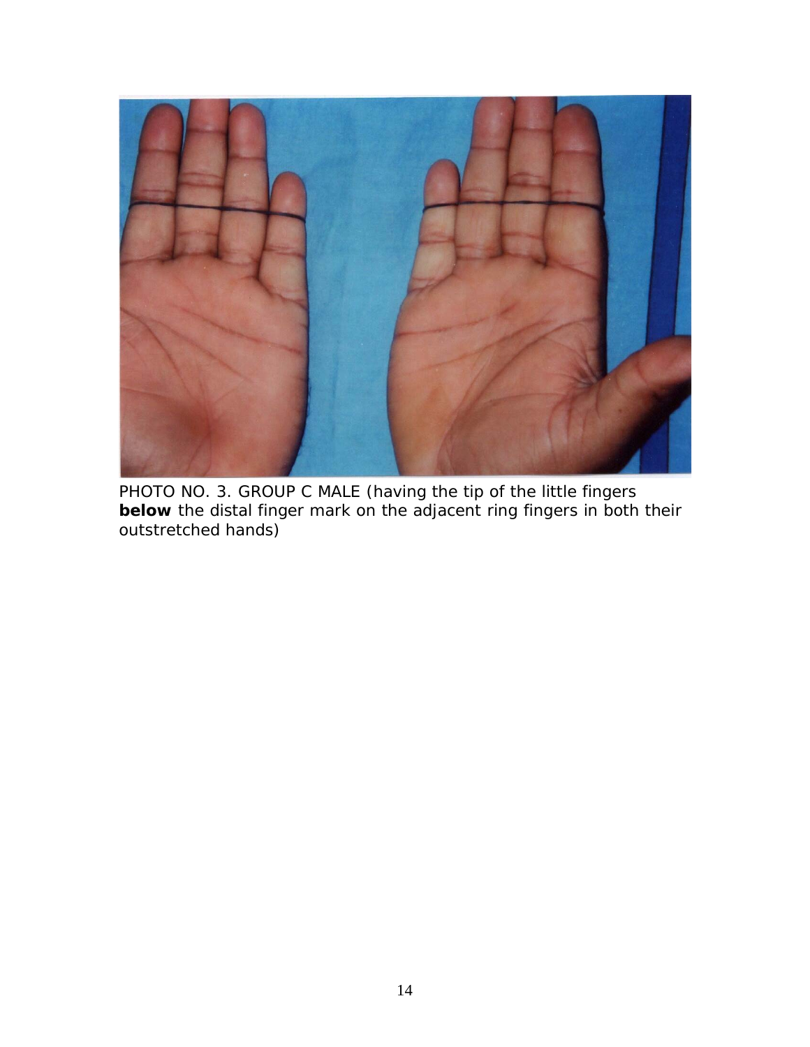PHOTO NO. 3. GROUP C MALE (having the tip of the little fingers **below** the distal finger mark on the adjacent ring fingers in both their outstretched hands)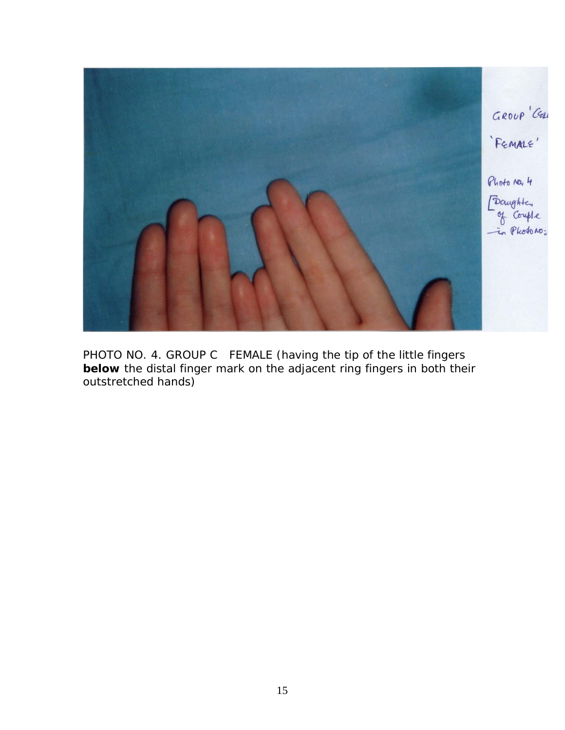PHOTO NO. 4. GROUP C FEMALE (having the tip of the little fingers **below** the distal finger mark on the adjacent ring fingers in both their outstretched hands)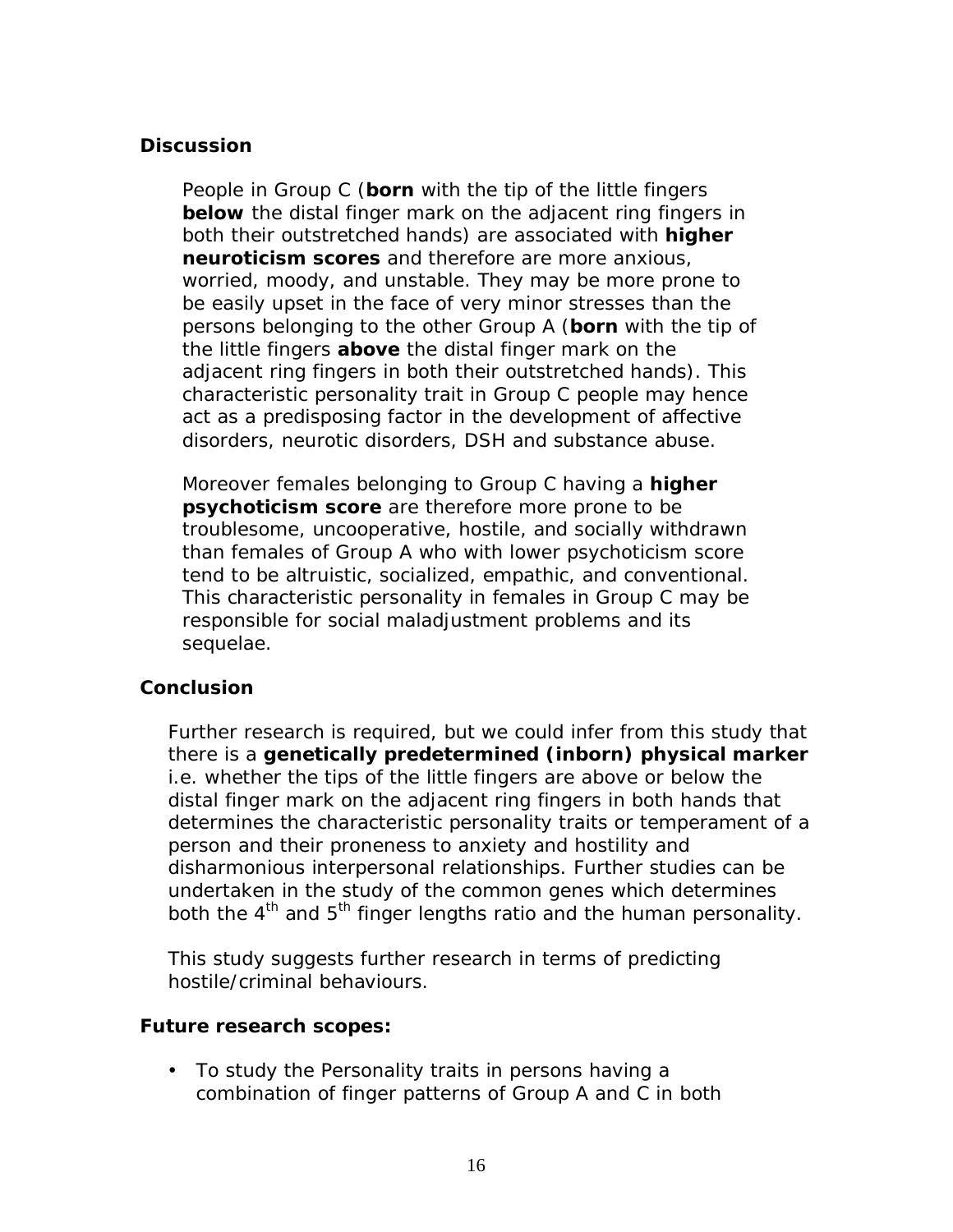## Discussion

People in Group C (**born** with the tip of the little fingers **below** the distal finger mark on the adjacent ring fingers in both their outstretched hands) are associated with **higher neuroticism scores** and therefore are more anxious, worried, moody, and unstable. They may be more prone to be easily upset in the face of very minor stresses than the persons belonging to the other Group A (**born** with the tip of the little fingers **above** the distal finger mark on the adjacent ring fingers in both their outstretched hands). This characteristic personality trait in Group C people may hence act as a predisposing factor in the development of affective disorders, neurotic disorders, DSH and substance abuse.

Moreover females belonging to Group C having a **higher psychoticism score** are therefore more prone to be troublesome, uncooperative, hostile, and socially withdrawn than females of Group A who with lower psychoticism score tend to be altruistic, socialized, empathic, and conventional. This characteristic personality in females in Group C may be responsible for social maladjustment problems and its sequelae.

## Conclusion

Further research is required, but we could infer from this study that there is a **genetically predetermined (inborn) physical marker** i.e. whether the tips of the little fingers are above or below the distal finger mark on the adjacent ring fingers in both hands that determines the characteristic personality traits or temperament of a person and their proneness to anxiety and hostility and disharmonious interpersonal relationships. Further studies can be undertaken in the study of the common genes which determines both the 4th and 5th finger lengths ratio and the human personality.

This study suggests further research in terms of predicting hostile/criminal behaviours.

## Future research scopes:

- To study the Personality traits in persons having a combination of finger patterns of Group A and C in both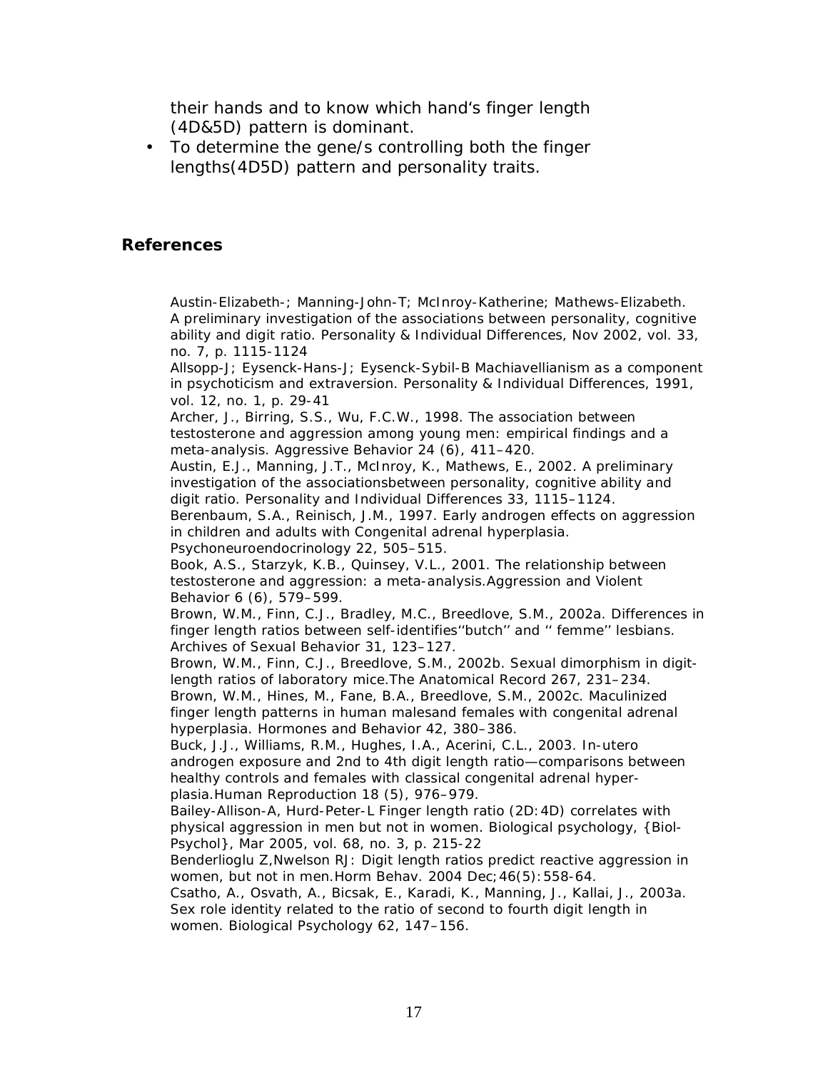their hands and to know which hand's finger length (4D&5D) pattern is dominant.

- To determine the gene/s controlling both the finger lengths(4D5D) pattern and personality traits.

## References

Austin-Elizabeth-; Manning-John-T; McInroy-Katherine; Mathews-Elizabeth. A preliminary investigation of the associations between personality, cognitive ability and digit ratio. Personality & Individual Differences, Nov 2002, vol. 33, no. 7, p. 1115-1124

Allsopp-J; Eysenck-Hans-J; Eysenck-Sybil-B Machiavellianism as a component in psychoticism and extraversion. Personality & Individual Differences, 1991, vol. 12, no. 1, p. 29-41

Archer, J., Birring, S.S., Wu, F.C.W., 1998. The association between testosterone and aggression among young men: empirical findings and a meta-analysis. Aggressive Behavior 24 (6), 411–420.

Austin, E.J., Manning, J.T., McInroy, K., Mathews, E., 2002. A preliminary investigation of the associationsbetween personality, cognitive ability and digit ratio. Personality and Individual Differences 33, 1115–1124.

Berenbaum, S.A., Reinisch, J.M., 1997. Early androgen effects on aggression in children and adults with Congenital adrenal hyperplasia. Psychoneuroendocrinology 22, 505–515.

Book, A.S., Starzyk, K.B., Quinsey, V.L., 2001. The relationship between testosterone and aggression: a meta-analysis.Aggression and Violent Behavior 6 (6), 579–599.

Brown, W.M., Finn, C.J., Bradley, M.C., Breedlove, S.M., 2002a. Differences in finger length ratios between self-identifies''butch'' and '' femme'' lesbians. Archives of Sexual Behavior 31, 123–127.

Brown, W.M., Finn, C.J., Breedlove, S.M., 2002b. Sexual dimorphism in digit-length ratios of laboratory mice.The Anatomical Record 267, 231–234.

Brown, W.M., Hines, M., Fane, B.A., Breedlove, S.M., 2002c. Maculinized finger length patterns in human malesand females with congenital adrenal hyperplasia. Hormones and Behavior 42, 380–386.

Buck, J.J., Williams, R.M., Hughes, I.A., Acerini, C.L., 2003. In-utero androgen exposure and 2nd to 4th digit length ratio—comparisons between healthy controls and females with classical congenital adrenal hyper-plasia.Human Reproduction 18 (5), 976–979.

Bailey-Allison-A, Hurd-Peter-L Finger length ratio (2D:4D) correlates with physical aggression in men but not in women. Biological psychology, {Biol-Psychol}, Mar 2005, vol. 68, no. 3, p. 215-22

Benderlioglu Z,Nwelson RJ: Digit length ratios predict reactive aggression in women, but not in men.Horm Behav. 2004 Dec;46(5):558-64.

Csatho, A., Osvath, A., Bicsak, E., Karadi, K., Manning, J., Kallai, J., 2003a. Sex role identity related to the ratio of second to fourth digit length in women. Biological Psychology 62, 147–156.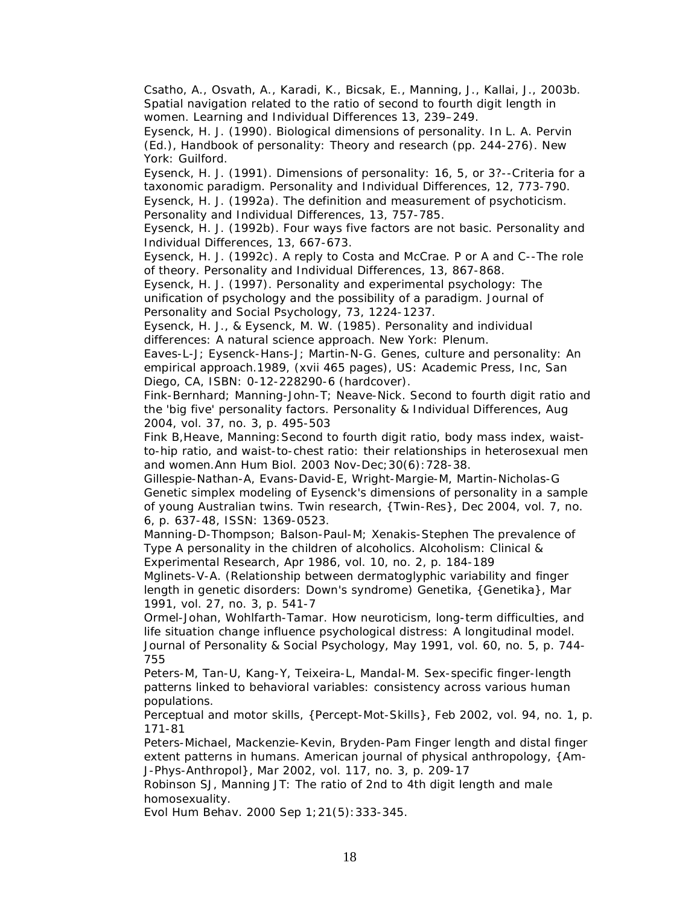Csatho, A., Osvath, A., Karadi, K., Bicsak, E., Manning, J., Kallai, J., 2003b. Spatial navigation related to the ratio of second to fourth digit length in women. Learning and Individual Differences 13, 239–249.

Eysenck, H. J. (1990). Biological dimensions of personality. In L. A. Pervin (Ed.), Handbook of personality: Theory and research (pp. 244-276). New York: Guilford.

Eysenck, H. J. (1991). Dimensions of personality: 16, 5, or 3?--Criteria for a taxonomic paradigm. Personality and Individual Differences, 12, 773-790.

Eysenck, H. J. (1992a). The definition and measurement of psychoticism. Personality and Individual Differences, 13, 757-785.

Eysenck, H. J. (1992b). Four ways five factors are not basic. Personality and Individual Differences, 13, 667-673.

Eysenck, H. J. (1992c). A reply to Costa and McCrae. P or A and C--The role of theory. Personality and Individual Differences, 13, 867-868.

Eysenck, H. J. (1997). Personality and experimental psychology: The unification of psychology and the possibility of a paradigm. Journal of Personality and Social Psychology, 73, 1224-1237.

Eysenck, H. J., & Eysenck, M. W. (1985). Personality and individual differences: A natural science approach. New York: Plenum.

Eaves-L-J; Eysenck-Hans-J; Martin-N-G. Genes, culture and personality: An empirical approach.1989, (xvii 465 pages), US: Academic Press, Inc, San Diego, CA, ISBN: 0-12-228290-6 (hardcover).

Fink-Bernhard; Manning-John-T; Neave-Nick. Second to fourth digit ratio and the 'big five' personality factors. Personality & Individual Differences, Aug 2004, vol. 37, no. 3, p. 495-503

Fink B,Heave, Manning:Second to fourth digit ratio, body mass index, waist-to-hip ratio, and waist-to-chest ratio: their relationships in heterosexual men and women.Ann Hum Biol. 2003 Nov-Dec;30(6):728-38.

Gillespie-Nathan-A, Evans-David-E, Wright-Margie-M, Martin-Nicholas-G Genetic simplex modeling of Eysenck's dimensions of personality in a sample of young Australian twins. Twin research, {Twin-Res}, Dec 2004, vol. 7, no. 6, p. 637-48, ISSN: 1369-0523.

Manning-D-Thompson; Balson-Paul-M; Xenakis-Stephen The prevalence of Type A personality in the children of alcoholics. Alcoholism: Clinical & Experimental Research, Apr 1986, vol. 10, no. 2, p. 184-189

Mglinets-V-A. (Relationship between dermatoglyphic variability and finger length in genetic disorders: Down's syndrome) Genetika, {Genetika}, Mar 1991, vol. 27, no. 3, p. 541-7

Ormel-Johan, Wohlfarth-Tamar. How neuroticism, long-term difficulties, and life situation change influence psychological distress: A longitudinal model. Journal of Personality & Social Psychology, May 1991, vol. 60, no. 5, p. 744-755

Peters-M, Tan-U, Kang-Y, Teixeira-L, Mandal-M. Sex-specific finger-length patterns linked to behavioral variables: consistency across various human populations.
Perceptual and motor skills, {Percept-Mot-Skills}, Feb 2002, vol. 94, no. 1, p. 171-81

Peters-Michael, Mackenzie-Kevin, Bryden-Pam Finger length and distal finger extent patterns in humans. American journal of physical anthropology, {Am-J-Phys-Anthropol}, Mar 2002, vol. 117, no. 3, p. 209-17

Robinson SJ, Manning JT: The ratio of 2nd to 4th digit length and male homosexuality.
Evol Hum Behav. 2000 Sep 1;21(5):333-345.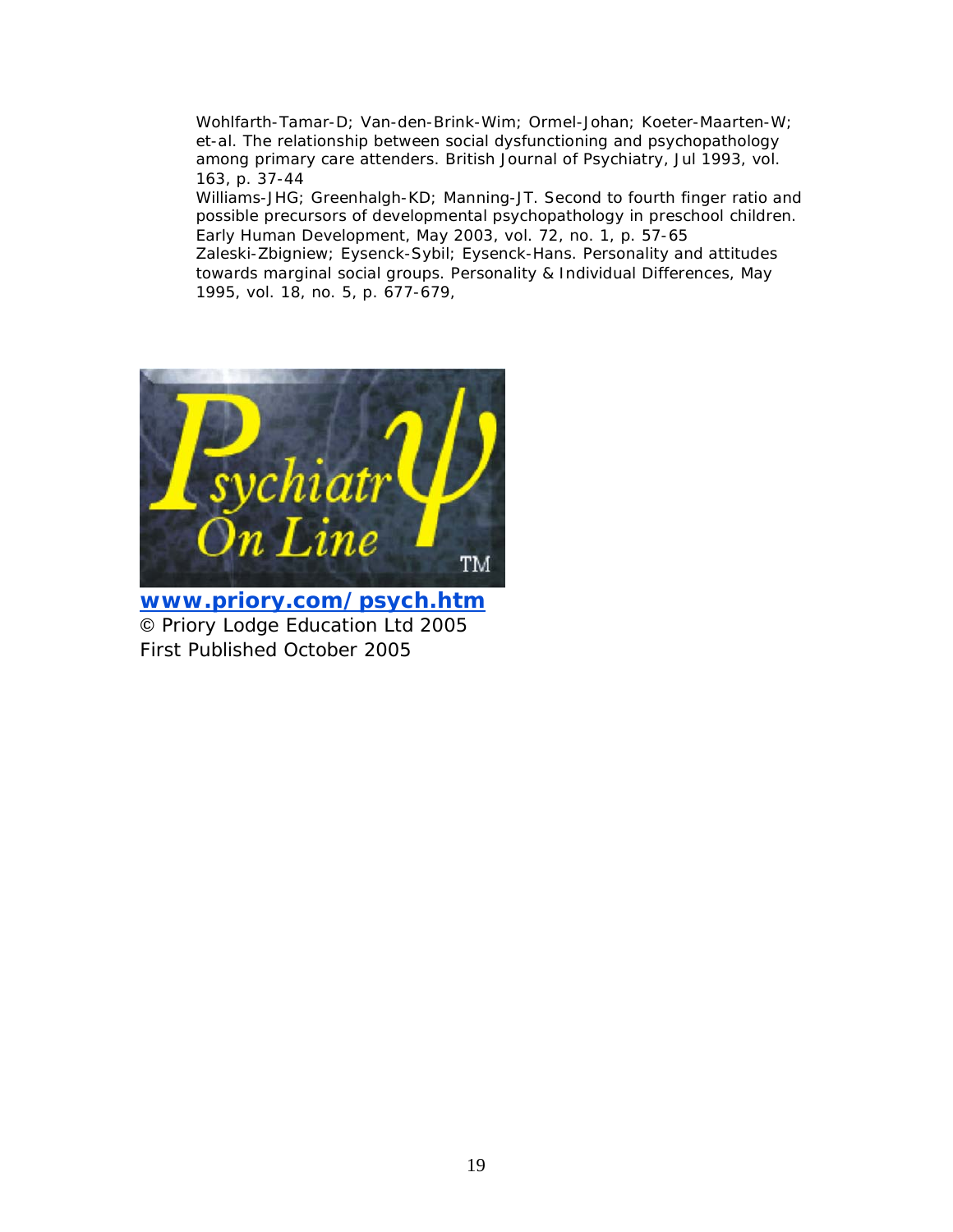Wohlfarth-Tamar-D; Van-den-Brink-Wim; Ormel-Johan; Koeter-Maarten-W; et-al. The relationship between social dysfunctioning and psychopathology among primary care attenders. British Journal of Psychiatry, Jul 1993, vol. 163, p. 37-44

Williams-JHG; Greenhalgh-KD; Manning-JT. Second to fourth finger ratio and possible precursors of developmental psychopathology in preschool children. Early Human Development, May 2003, vol. 72, no. 1, p. 57-65

Zaleski-Zbigniew; Eysenck-Sybil; Eysenck-Hans. Personality and attitudes towards marginal social groups. Personality & Individual Differences, May 1995, vol. 18, no. 5, p. 677-679,

Psychiatry On Line TM

**www.priory.com/psych.htm**

© Priory Lodge Education Ltd 2005

First Published October 2005